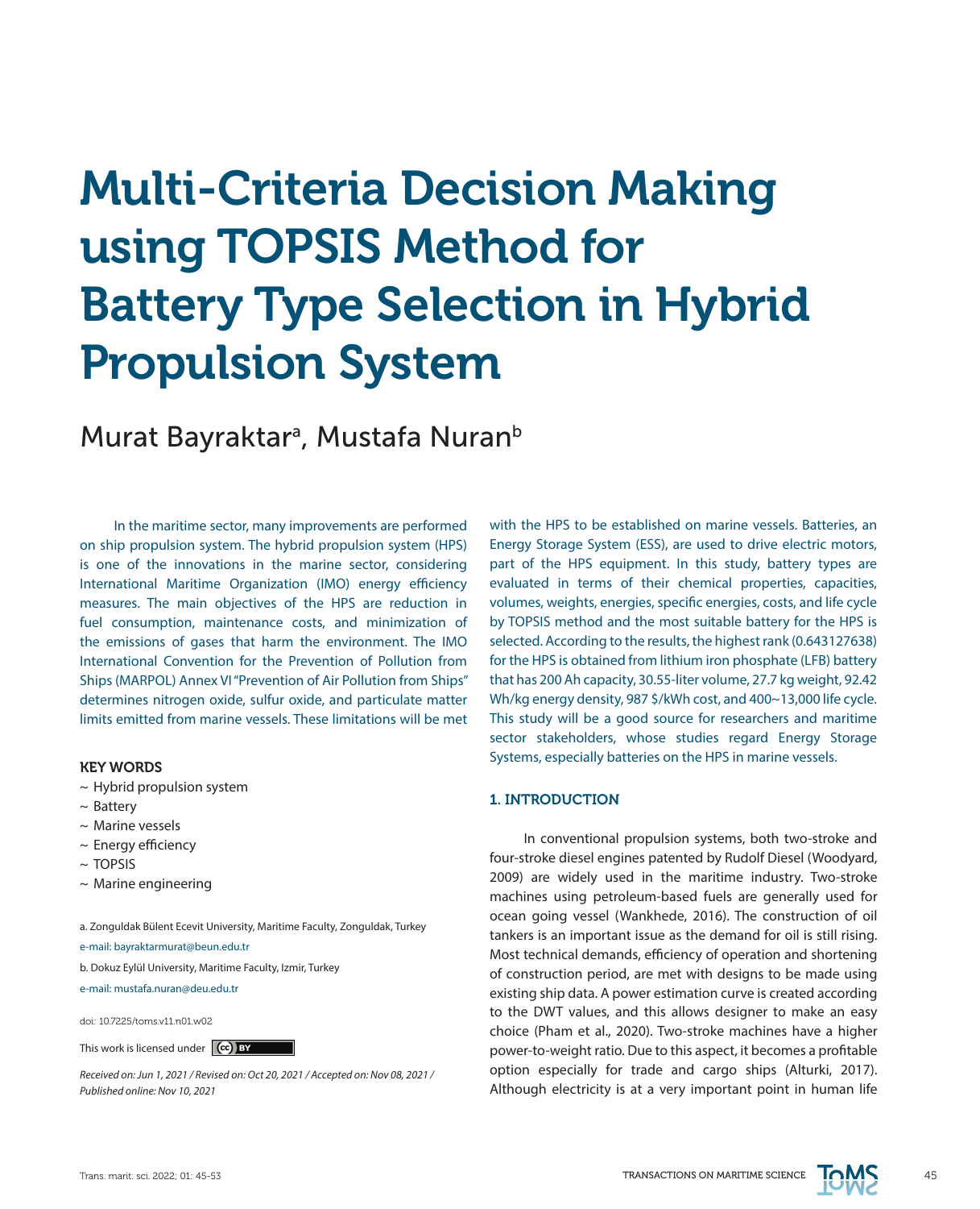# Multi-Criteria Decision Making using TOPSIS Method for Battery Type Selection in Hybrid Propulsion System

Murat Bayraktar[a], Mustafa Nuran[b]

In the maritime sector, many improvements are performed on ship propulsion system. The hybrid propulsion system (HPS) is one of the innovations in the marine sector, considering International Maritime Organization (IMO) energy efficiency measures. The main objectives of the HPS are reduction in fuel consumption, maintenance costs, and minimization of the emissions of gases that harm the environment. The IMO International Convention for the Prevention of Pollution from Ships (MARPOL) Annex VI "Prevention of Air Pollution from Ships" determines nitrogen oxide, sulfur oxide, and particulate matter limits emitted from marine vessels. These limitations will be met with the HPS to be established on marine vessels. Batteries, an Energy Storage System (ESS), are used to drive electric motors, part of the HPS equipment. In this study, battery types are evaluated in terms of their chemical properties, capacities, volumes, weights, energies, specific energies, costs, and life cycle by TOPSIS method and the most suitable battery for the HPS is selected. According to the results, the highest rank (0.643127638) for the HPS is obtained from lithium iron phosphate (LFB) battery that has 200 Ah capacity, 30.55-liter volume, 27.7 kg weight, 92.42 Wh/kg energy density, 987 $/kWh cost, and 400~13,000 life cycle. This study will be a good source for researchers and maritime sector stakeholders, whose studies regard Energy Storage Systems, especially batteries on the HPS in marine vessels.

**KEY WORDS**

- ~ Hybrid propulsion system
- ~ Battery
- ~ Marine vessels
- ~ Energy efficiency
- ~ TOPSIS
- ~ Marine engineering

a. Zonguldak Bülent Ecevit University, Maritime Faculty, Zonguldak, Turkey

e-mail: bayraktarmurat@beun.edu.tr

b. Dokuz Eylül University, Maritime Faculty, Izmir, Turkey

e-mail: mustafa.nuran@deu.edu.tr

doi: 10.7225/toms.v11.n01.w02

This work is licensed under CC BY

*Received on: Jun 1, 2021 / Revised on: Oct 20, 2021 / Accepted on: Nov 08, 2021 / Published online: Nov 10, 2021*

## 1. INTRODUCTION

In conventional propulsion systems, both two-stroke and four-stroke diesel engines patented by Rudolf Diesel (Woodyard, 2009) are widely used in the maritime industry. Two-stroke machines using petroleum-based fuels are generally used for ocean going vessel (Wankhede, 2016). The construction of oil tankers is an important issue as the demand for oil is still rising. Most technical demands, efficiency of operation and shortening of construction period, are met with designs to be made using existing ship data. A power estimation curve is created according to the DWT values, and this allows designer to make an easy choice (Pham et al., 2020). Two-stroke machines have a higher power-to-weight ratio. Due to this aspect, it becomes a profitable option especially for trade and cargo ships (Alturki, 2017). Although electricity is at a very important point in human life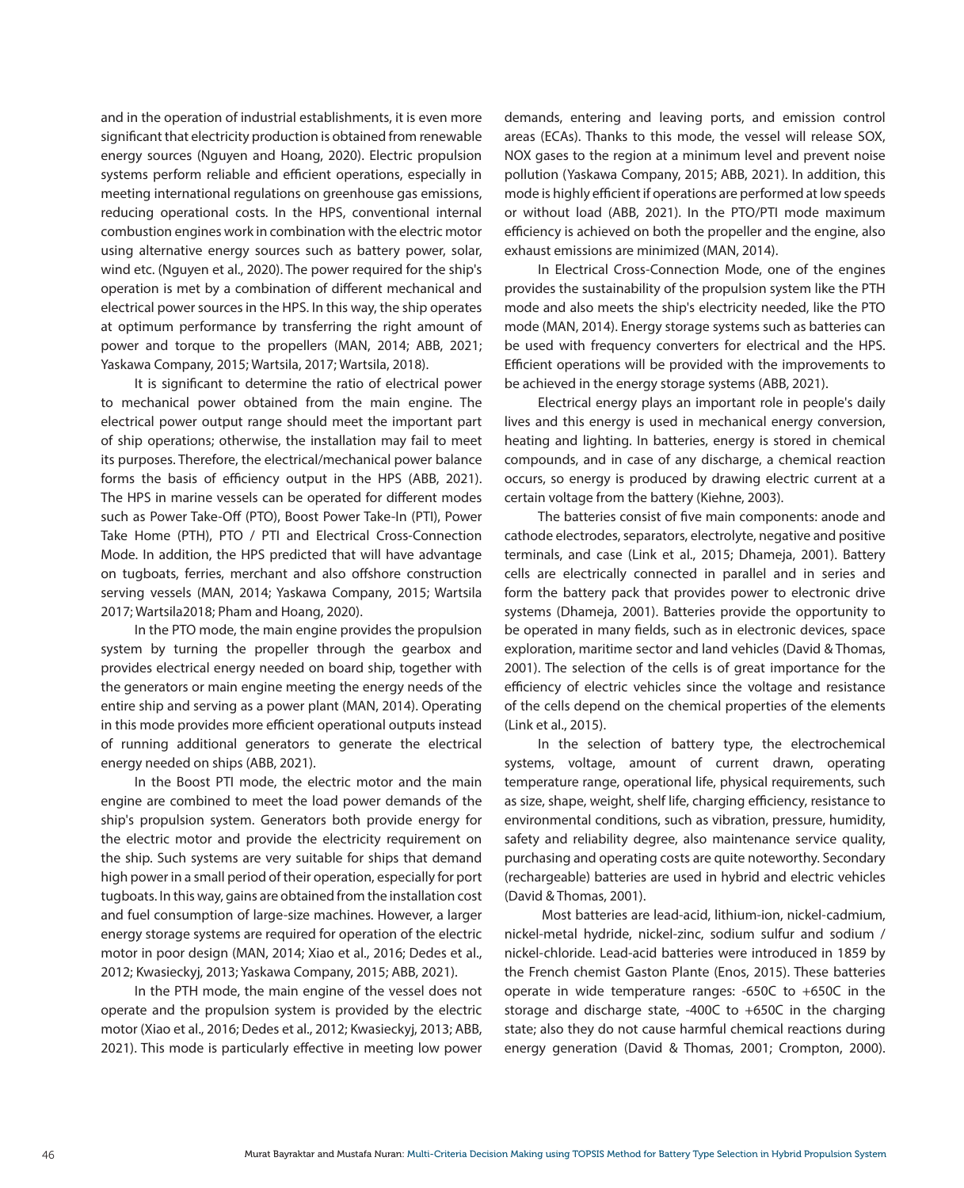and in the operation of industrial establishments, it is even more significant that electricity production is obtained from renewable energy sources (Nguyen and Hoang, 2020). Electric propulsion systems perform reliable and efficient operations, especially in meeting international regulations on greenhouse gas emissions, reducing operational costs. In the HPS, conventional internal combustion engines work in combination with the electric motor using alternative energy sources such as battery power, solar, wind etc. (Nguyen et al., 2020). The power required for the ship's operation is met by a combination of different mechanical and electrical power sources in the HPS. In this way, the ship operates at optimum performance by transferring the right amount of power and torque to the propellers (MAN, 2014; ABB, 2021; Yaskawa Company, 2015; Wartsila, 2017; Wartsila, 2018).

It is significant to determine the ratio of electrical power to mechanical power obtained from the main engine. The electrical power output range should meet the important part of ship operations; otherwise, the installation may fail to meet its purposes. Therefore, the electrical/mechanical power balance forms the basis of efficiency output in the HPS (ABB, 2021). The HPS in marine vessels can be operated for different modes such as Power Take-Off (PTO), Boost Power Take-In (PTI), Power Take Home (PTH), PTO / PTI and Electrical Cross-Connection Mode. In addition, the HPS predicted that will have advantage on tugboats, ferries, merchant and also offshore construction serving vessels (MAN, 2014; Yaskawa Company, 2015; Wartsila 2017; Wartsila2018; Pham and Hoang, 2020).

In the PTO mode, the main engine provides the propulsion system by turning the propeller through the gearbox and provides electrical energy needed on board ship, together with the generators or main engine meeting the energy needs of the entire ship and serving as a power plant (MAN, 2014). Operating in this mode provides more efficient operational outputs instead of running additional generators to generate the electrical energy needed on ships (ABB, 2021).

In the Boost PTI mode, the electric motor and the main engine are combined to meet the load power demands of the ship's propulsion system. Generators both provide energy for the electric motor and provide the electricity requirement on the ship. Such systems are very suitable for ships that demand high power in a small period of their operation, especially for port tugboats. In this way, gains are obtained from the installation cost and fuel consumption of large-size machines. However, a larger energy storage systems are required for operation of the electric motor in poor design (MAN, 2014; Xiao et al., 2016; Dedes et al., 2012; Kwasieckyj, 2013; Yaskawa Company, 2015; ABB, 2021).

In the PTH mode, the main engine of the vessel does not operate and the propulsion system is provided by the electric motor (Xiao et al., 2016; Dedes et al., 2012; Kwasieckyj, 2013; ABB, 2021). This mode is particularly effective in meeting low power demands, entering and leaving ports, and emission control areas (ECAs). Thanks to this mode, the vessel will release SOX, NOX gases to the region at a minimum level and prevent noise pollution (Yaskawa Company, 2015; ABB, 2021). In addition, this mode is highly efficient if operations are performed at low speeds or without load (ABB, 2021). In the PTO/PTI mode maximum efficiency is achieved on both the propeller and the engine, also exhaust emissions are minimized (MAN, 2014).

In Electrical Cross-Connection Mode, one of the engines provides the sustainability of the propulsion system like the PTH mode and also meets the ship's electricity needed, like the PTO mode (MAN, 2014). Energy storage systems such as batteries can be used with frequency converters for electrical and the HPS. Efficient operations will be provided with the improvements to be achieved in the energy storage systems (ABB, 2021).

Electrical energy plays an important role in people's daily lives and this energy is used in mechanical energy conversion, heating and lighting. In batteries, energy is stored in chemical compounds, and in case of any discharge, a chemical reaction occurs, so energy is produced by drawing electric current at a certain voltage from the battery (Kiehne, 2003).

The batteries consist of five main components: anode and cathode electrodes, separators, electrolyte, negative and positive terminals, and case (Link et al., 2015; Dhameja, 2001). Battery cells are electrically connected in parallel and in series and form the battery pack that provides power to electronic drive systems (Dhameja, 2001). Batteries provide the opportunity to be operated in many fields, such as in electronic devices, space exploration, maritime sector and land vehicles (David & Thomas, 2001). The selection of the cells is of great importance for the efficiency of electric vehicles since the voltage and resistance of the cells depend on the chemical properties of the elements (Link et al., 2015).

In the selection of battery type, the electrochemical systems, voltage, amount of current drawn, operating temperature range, operational life, physical requirements, such as size, shape, weight, shelf life, charging efficiency, resistance to environmental conditions, such as vibration, pressure, humidity, safety and reliability degree, also maintenance service quality, purchasing and operating costs are quite noteworthy. Secondary (rechargeable) batteries are used in hybrid and electric vehicles (David & Thomas, 2001).

Most batteries are lead-acid, lithium-ion, nickel-cadmium, nickel-metal hydride, nickel-zinc, sodium sulfur and sodium / nickel-chloride. Lead-acid batteries were introduced in 1859 by the French chemist Gaston Plante (Enos, 2015). These batteries operate in wide temperature ranges: -650C to +650C in the storage and discharge state, -400C to +650C in the charging state; also they do not cause harmful chemical reactions during energy generation (David & Thomas, 2001; Crompton, 2000).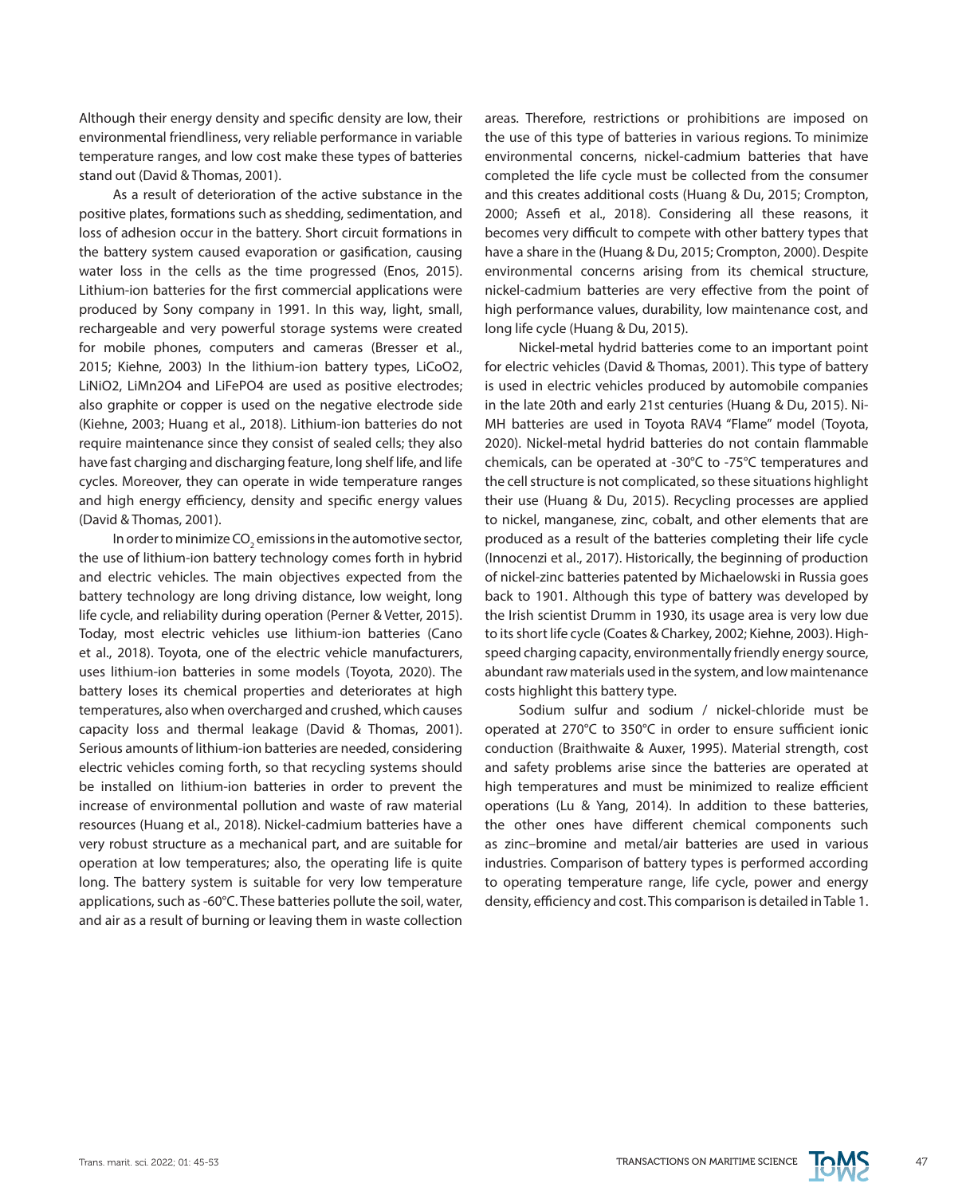Although their energy density and specific density are low, their environmental friendliness, very reliable performance in variable temperature ranges, and low cost make these types of batteries stand out (David & Thomas, 2001).

As a result of deterioration of the active substance in the positive plates, formations such as shedding, sedimentation, and loss of adhesion occur in the battery. Short circuit formations in the battery system caused evaporation or gasification, causing water loss in the cells as the time progressed (Enos, 2015). Lithium-ion batteries for the first commercial applications were produced by Sony company in 1991. In this way, light, small, rechargeable and very powerful storage systems were created for mobile phones, computers and cameras (Bresser et al., 2015; Kiehne, 2003) In the lithium-ion battery types, $LiCoO_2$, $LiNiO_2$, $LiMn_2O_4$ and $LiFePO_4$ are used as positive electrodes; also graphite or copper is used on the negative electrode side (Kiehne, 2003; Huang et al., 2018). Lithium-ion batteries do not require maintenance since they consist of sealed cells; they also have fast charging and discharging feature, long shelf life, and life cycles. Moreover, they can operate in wide temperature ranges and high energy efficiency, density and specific energy values (David & Thomas, 2001).

In order to minimize $CO_2$ emissions in the automotive sector, the use of lithium-ion battery technology comes forth in hybrid and electric vehicles. The main objectives expected from the battery technology are long driving distance, low weight, long life cycle, and reliability during operation (Perner & Vetter, 2015). Today, most electric vehicles use lithium-ion batteries (Cano et al., 2018). Toyota, one of the electric vehicle manufacturers, uses lithium-ion batteries in some models (Toyota, 2020). The battery loses its chemical properties and deteriorates at high temperatures, also when overcharged and crushed, which causes capacity loss and thermal leakage (David & Thomas, 2001). Serious amounts of lithium-ion batteries are needed, considering electric vehicles coming forth, so that recycling systems should be installed on lithium-ion batteries in order to prevent the increase of environmental pollution and waste of raw material resources (Huang et al., 2018). Nickel-cadmium batteries have a very robust structure as a mechanical part, and are suitable for operation at low temperatures; also, the operating life is quite long. The battery system is suitable for very low temperature applications, such as -60°C. These batteries pollute the soil, water, and air as a result of burning or leaving them in waste collection areas. Therefore, restrictions or prohibitions are imposed on the use of this type of batteries in various regions. To minimize environmental concerns, nickel-cadmium batteries that have completed the life cycle must be collected from the consumer and this creates additional costs (Huang & Du, 2015; Crompton, 2000; Assefi et al., 2018). Considering all these reasons, it becomes very difficult to compete with other battery types that have a share in the (Huang & Du, 2015; Crompton, 2000). Despite environmental concerns arising from its chemical structure, nickel-cadmium batteries are very effective from the point of high performance values, durability, low maintenance cost, and long life cycle (Huang & Du, 2015).

Nickel-metal hydrid batteries come to an important point for electric vehicles (David & Thomas, 2001). This type of battery is used in electric vehicles produced by automobile companies in the late 20th and early 21st centuries (Huang & Du, 2015). Ni-MH batteries are used in Toyota RAV4 "Flame" model (Toyota, 2020). Nickel-metal hydrid batteries do not contain flammable chemicals, can be operated at -30°C to -75°C temperatures and the cell structure is not complicated, so these situations highlight their use (Huang & Du, 2015). Recycling processes are applied to nickel, manganese, zinc, cobalt, and other elements that are produced as a result of the batteries completing their life cycle (Innocenzi et al., 2017). Historically, the beginning of production of nickel-zinc batteries patented by Michaelowski in Russia goes back to 1901. Although this type of battery was developed by the Irish scientist Drumm in 1930, its usage area is very low due to its short life cycle (Coates & Charkey, 2002; Kiehne, 2003). High-speed charging capacity, environmentally friendly energy source, abundant raw materials used in the system, and low maintenance costs highlight this battery type.

Sodium sulfur and sodium / nickel-chloride must be operated at 270°C to 350°C in order to ensure sufficient ionic conduction (Braithwaite & Auxer, 1995). Material strength, cost and safety problems arise since the batteries are operated at high temperatures and must be minimized to realize efficient operations (Lu & Yang, 2014). In addition to these batteries, the other ones have different chemical components such as zinc–bromine and metal/air batteries are used in various industries. Comparison of battery types is performed according to operating temperature range, life cycle, power and energy density, efficiency and cost. This comparison is detailed in Table 1.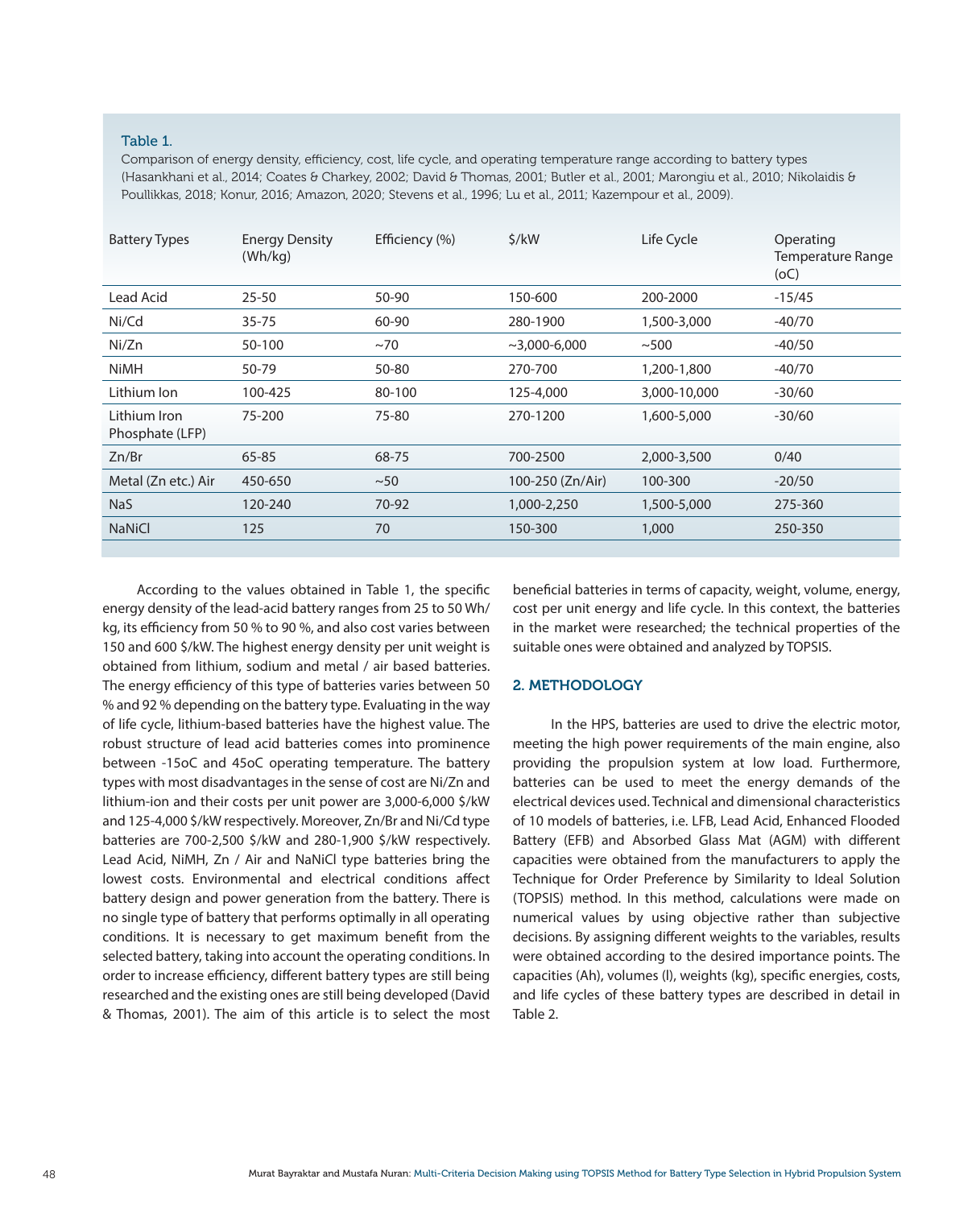Table 1.

Comparison of energy density, efficiency, cost, life cycle, and operating temperature range according to battery types (Hasankhani et al., 2014; Coates & Charkey, 2002; David & Thomas, 2001; Butler et al., 2001; Marongiu et al., 2010; Nikolaidis & Poullikkas, 2018; Konur, 2016; Amazon, 2020; Stevens et al., 1996; Lu et al., 2011; Kazempour et al., 2009).

| Battery Types | Energy Density (Wh/kg) | Efficiency (%) | $/kW | Life Cycle | Operating Temperature Range (oC) |
|---|---|---|---|---|---|
| Lead Acid | 25-50 | 50-90 | 150-600 | 200-2000 | -15/45 |
| Ni/Cd | 35-75 | 60-90 | 280-1900 | 1,500-3,000 | -40/70 |
| Ni/Zn | 50-100 | ~70 | ~3,000-6,000 | ~500 | -40/50 |
| NiMH | 50-79 | 50-80 | 270-700 | 1,200-1,800 | -40/70 |
| Lithium Ion | 100-425 | 80-100 | 125-4,000 | 3,000-10,000 | -30/60 |
| Lithium Iron Phosphate (LFP) | 75-200 | 75-80 | 270-1200 | 1,600-5,000 | -30/60 |
| Zn/Br | 65-85 | 68-75 | 700-2500 | 2,000-3,500 | 0/40 |
| Metal (Zn etc.) Air | 450-650 | ~50 | 100-250 (Zn/Air) | 100-300 | -20/50 |
| NaS | 120-240 | 70-92 | 1,000-2,250 | 1,500-5,000 | 275-360 |
| NaNiCl | 125 | 70 | 150-300 | 1,000 | 250-350 |

According to the values obtained in Table 1, the specific energy density of the lead-acid battery ranges from 25 to 50 Wh/kg, its efficiency from 50 % to 90 %, and also cost varies between 150 and 600 $/kW. The highest energy density per unit weight is obtained from lithium, sodium and metal / air based batteries. The energy efficiency of this type of batteries varies between 50 % and 92 % depending on the battery type. Evaluating in the way of life cycle, lithium-based batteries have the highest value. The robust structure of lead acid batteries comes into prominence between -15oC and 45oC operating temperature. The battery types with most disadvantages in the sense of cost are Ni/Zn and lithium-ion and their costs per unit power are 3,000-6,000 $/kW and 125-4,000 $/kW respectively. Moreover, Zn/Br and Ni/Cd type batteries are 700-2,500 $/kW and 280-1,900 $/kW respectively. Lead Acid, NiMH, Zn / Air and NaNiCl type batteries bring the lowest costs. Environmental and electrical conditions affect battery design and power generation from the battery. There is no single type of battery that performs optimally in all operating conditions. It is necessary to get maximum benefit from the selected battery, taking into account the operating conditions. In order to increase efficiency, different battery types are still being researched and the existing ones are still being developed (David & Thomas, 2001). The aim of this article is to select the most beneficial batteries in terms of capacity, weight, volume, energy, cost per unit energy and life cycle. In this context, the batteries in the market were researched; the technical properties of the suitable ones were obtained and analyzed by TOPSIS.

## 2. METHODOLOGY

In the HPS, batteries are used to drive the electric motor, meeting the high power requirements of the main engine, also providing the propulsion system at low load. Furthermore, batteries can be used to meet the energy demands of the electrical devices used. Technical and dimensional characteristics of 10 models of batteries, i.e. LFB, Lead Acid, Enhanced Flooded Battery (EFB) and Absorbed Glass Mat (AGM) with different capacities were obtained from the manufacturers to apply the Technique for Order Preference by Similarity to Ideal Solution (TOPSIS) method. In this method, calculations were made on numerical values by using objective rather than subjective decisions. By assigning different weights to the variables, results were obtained according to the desired importance points. The capacities (Ah), volumes (l), weights (kg), specific energies, costs, and life cycles of these battery types are described in detail in Table 2.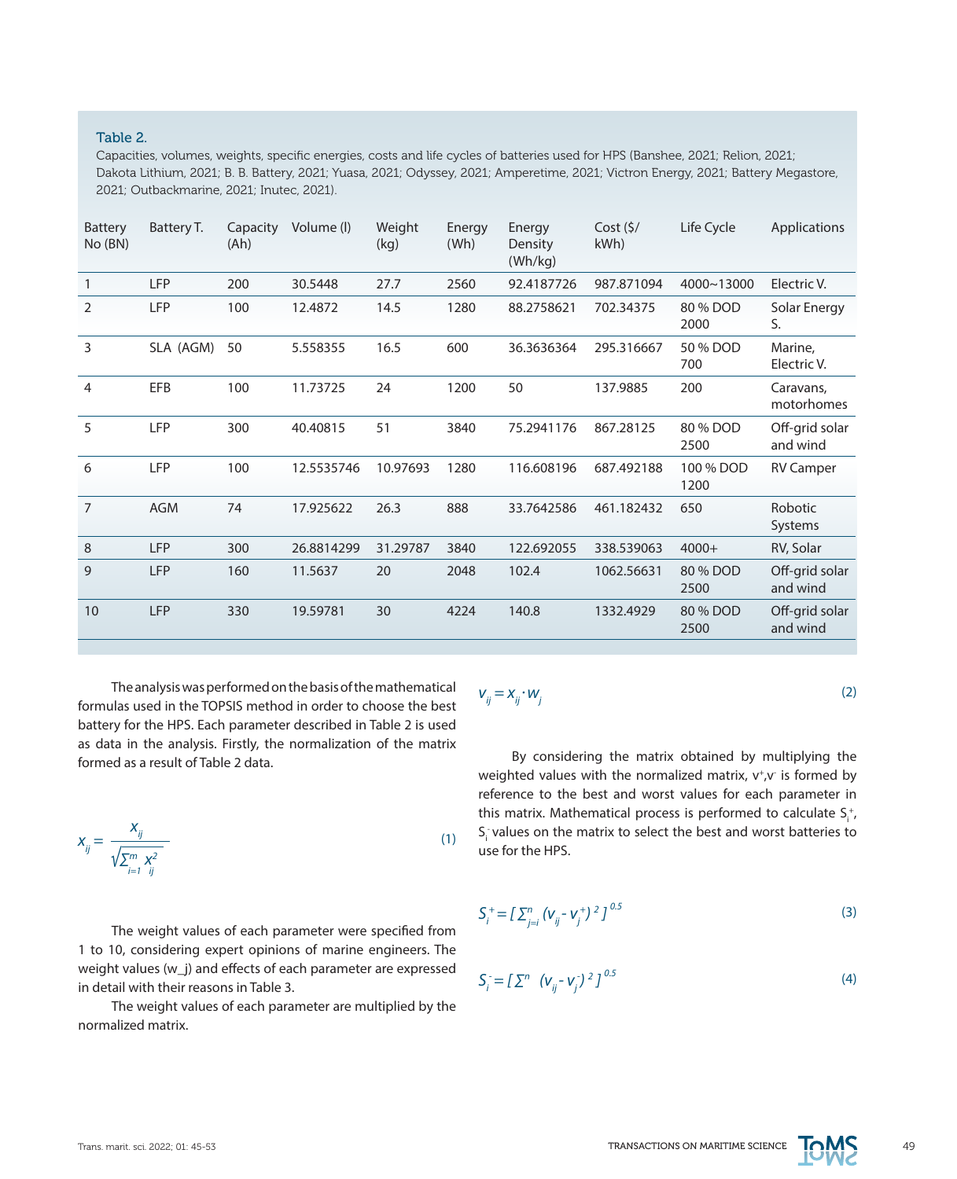Table 2.

Capacities, volumes, weights, specific energies, costs and life cycles of batteries used for HPS (Banshee, 2021; Relion, 2021; Dakota Lithium, 2021; B. B. Battery, 2021; Yuasa, 2021; Odyssey, 2021; Amperetime, 2021; Victron Energy, 2021; Battery Megastore, 2021; Outbackmarine, 2021; Inutec, 2021).

| Battery No (BN) | Battery T. | Capacity (Ah) | Volume (l) | Weight (kg) | Energy (Wh) | Energy Density (Wh/kg) | Cost ($/kWh) | Life Cycle | Applications |
|---|---|---|---|---|---|---|---|---|---|
| 1 | LFP | 200 | 30.5448 | 27.7 | 2560 | 92.4187726 | 987.871094 | 4000~13000 | Electric V. |
| 2 | LFP | 100 | 12.4872 | 14.5 | 1280 | 88.2758621 | 702.34375 | 80 % DOD 2000 | Solar Energy S. |
| 3 | SLA (AGM) | 50 | 5.558355 | 16.5 | 600 | 36.3636364 | 295.316667 | 50 % DOD 700 | Marine, Electric V. |
| 4 | EFB | 100 | 11.73725 | 24 | 1200 | 50 | 137.9885 | 200 | Caravans, motorhomes |
| 5 | LFP | 300 | 40.40815 | 51 | 3840 | 75.2941176 | 867.28125 | 80 % DOD 2500 | Off-grid solar and wind |
| 6 | LFP | 100 | 12.5535746 | 10.97693 | 1280 | 116.608196 | 687.492188 | 100 % DOD 1200 | RV Camper |
| 7 | AGM | 74 | 17.925622 | 26.3 | 888 | 33.7642586 | 461.182432 | 650 | Robotic Systems |
| 8 | LFP | 300 | 26.8814299 | 31.29787 | 3840 | 122.692055 | 338.539063 | 4000+ | RV, Solar |
| 9 | LFP | 160 | 11.5637 | 20 | 2048 | 102.4 | 1062.56631 | 80 % DOD 2500 | Off-grid solar and wind |
| 10 | LFP | 330 | 19.59781 | 30 | 4224 | 140.8 | 1332.4929 | 80 % DOD 2500 | Off-grid solar and wind |

The analysis was performed on the basis of the mathematical formulas used in the TOPSIS method in order to choose the best battery for the HPS. Each parameter described in Table 2 is used as data in the analysis. Firstly, the normalization of the matrix formed as a result of Table 2 data.

$$x_{ij} = \frac{x_{ij}}{\sqrt{\sum_{i=1}^{m} x_{ij}^2}} \tag{1}$$

The weight values of each parameter were specified from 1 to 10, considering expert opinions of marine engineers. The weight values (w_j) and effects of each parameter are expressed in detail with their reasons in Table 3.

The weight values of each parameter are multiplied by the normalized matrix.

$$v_{ij} = x_{ij} \cdot w_j \tag{2}$$

By considering the matrix obtained by multiplying the weighted values with the normalized matrix, $v^+$,$v^-$ is formed by reference to the best and worst values for each parameter in this matrix. Mathematical process is performed to calculate $S_i^+$, $S_i^-$ values on the matrix to select the best and worst batteries to use for the HPS.

$$S_i^+ = [\sum_{j=i}^{n} (v_{ij} - v_j^+)^2]^{0.5} \tag{3}$$

$$S_i^- = [\sum^{n} (v_{ij} - v_j^-)^2]^{0.5} \tag{4}$$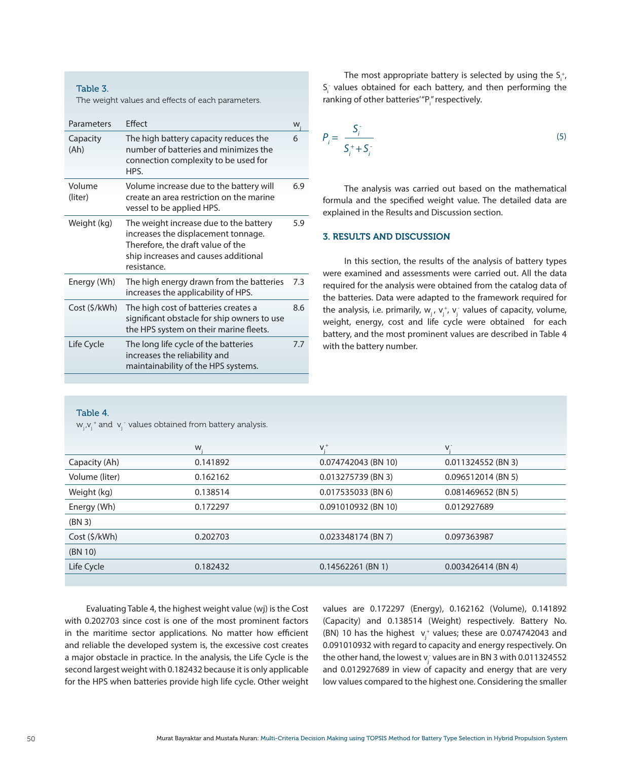**Table 3.**
The weight values and effects of each parameters.

| Parameters | Effect | $w_j$ |
|---|---|---|
| Capacity (Ah) | The high battery capacity reduces the number of batteries and minimizes the connection complexity to be used for HPS. | 6 |
| Volume (liter) | Volume increase due to the battery will create an area restriction on the marine vessel to be applied HPS. | 6.9 |
| Weight (kg) | The weight increase due to the battery increases the displacement tonnage. Therefore, the draft value of the ship increases and causes additional resistance. | 5.9 |
| Energy (Wh) | The high energy drawn from the batteries increases the applicability of HPS. | 7.3 |
| Cost ($/kWh) | The high cost of batteries creates a significant obstacle for ship owners to use the HPS system on their marine fleets. | 8.6 |
| Life Cycle | The long life cycle of the batteries increases the reliability and maintainability of the HPS systems. | 7.7 |

The most appropriate battery is selected by using the $S_i^+$, $S_i^-$ values obtained for each battery, and then performing the ranking of other batteries'"$P_i$" respectively.

$$P_i = \frac{S_i^-}{S_i^+ + S_i^-} \tag{5}$$

The analysis was carried out based on the mathematical formula and the specified weight value. The detailed data are explained in the Results and Discussion section.

## 3. RESULTS AND DISCUSSION

In this section, the results of the analysis of battery types were examined and assessments were carried out. All the data required for the analysis were obtained from the catalog data of the batteries. Data were adapted to the framework required for the analysis, i.e. primarily, $w_j$, $v_j^+$, $v_j^-$ values of capacity, volume, weight, energy, cost and life cycle were obtained for each battery, and the most prominent values are described in Table 4 with the battery number.

**Table 4.**
$w_j$, $v_j^+$ and $v_j^-$ values obtained from battery analysis.

| | $w_j$ | $v_j^+$ | $v_j^-$ |
|---|---|---|---|
| Capacity (Ah) | 0.141892 | 0.074742043 (BN 10) | 0.011324552 (BN 3) |
| Volume (liter) | 0.162162 | 0.013275739 (BN 3) | 0.096512014 (BN 5) |
| Weight (kg) | 0.138514 | 0.017535033 (BN 6) | 0.081469652 (BN 5) |
| Energy (Wh) | 0.172297 | 0.091010932 (BN 10) | 0.012927689 (BN 3) |
| Cost ($/kWh) | 0.202703 | 0.023348174 (BN 7) | 0.097363987 (BN 10) |
| Life Cycle | 0.182432 | 0.14562261 (BN 1) | 0.003426414 (BN 4) |

Evaluating Table 4, the highest weight value (wj) is the Cost with 0.202703 since cost is one of the most prominent factors in the maritime sector applications. No matter how efficient and reliable the developed system is, the excessive cost creates a major obstacle in practice. In the analysis, the Life Cycle is the second largest weight with 0.182432 because it is only applicable for the HPS when batteries provide high life cycle. Other weight values are 0.172297 (Energy), 0.162162 (Volume), 0.141892 (Capacity) and 0.138514 (Weight) respectively. Battery No. (BN) 10 has the highest $v_j^+$ values; these are 0.074742043 and 0.091010932 with regard to capacity and energy respectively. On the other hand, the lowest $v_j^-$ values are in BN 3 with 0.011324552 and 0.012927689 in view of capacity and energy that are very low values compared to the highest one. Considering the smaller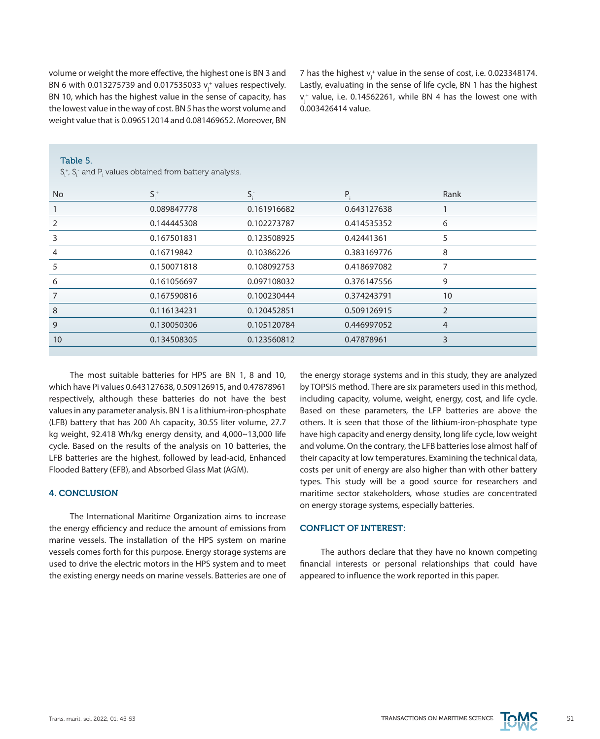volume or weight the more effective, the highest one is BN 3 and BN 6 with 0.013275739 and 0.017535033 $v_j^+$ values respectively. BN 10, which has the highest value in the sense of capacity, has the lowest value in the way of cost. BN 5 has the worst volume and weight value that is 0.096512014 and 0.081469652. Moreover, BN 7 has the highest $v_j^+$ value in the sense of cost, i.e. 0.023348174. Lastly, evaluating in the sense of life cycle, BN 1 has the highest $v_j^+$ value, i.e. 0.14562261, while BN 4 has the lowest one with 0.003426414 value.

Table 5.
$S_i^+$, $S_i^-$ and $P_i$ values obtained from battery analysis.

| No | $S_i^+$ | $S_i^-$ | $P_i$ | Rank |
|---|---|---|---|---|
| 1 | 0.089847778 | 0.161916682 | 0.643127638 | 1 |
| 2 | 0.144445308 | 0.102273787 | 0.414535352 | 6 |
| 3 | 0.167501831 | 0.123508925 | 0.42441361 | 5 |
| 4 | 0.16719842 | 0.10386226 | 0.383169776 | 8 |
| 5 | 0.150071818 | 0.108092753 | 0.418697082 | 7 |
| 6 | 0.161056697 | 0.097108032 | 0.376147556 | 9 |
| 7 | 0.167590816 | 0.100230444 | 0.374243791 | 10 |
| 8 | 0.116134231 | 0.120452851 | 0.509126915 | 2 |
| 9 | 0.130050306 | 0.105120784 | 0.446997052 | 4 |
| 10 | 0.134508305 | 0.123560812 | 0.47878961 | 3 |

The most suitable batteries for HPS are BN 1, 8 and 10, which have Pi values 0.643127638, 0.509126915, and 0.47878961 respectively, although these batteries do not have the best values in any parameter analysis. BN 1 is a lithium-iron-phosphate (LFB) battery that has 200 Ah capacity, 30.55 liter volume, 27.7 kg weight, 92.418 Wh/kg energy density, and 4,000~13,000 life cycle. Based on the results of the analysis on 10 batteries, the LFB batteries are the highest, followed by lead-acid, Enhanced Flooded Battery (EFB), and Absorbed Glass Mat (AGM).

## 4. CONCLUSION

The International Maritime Organization aims to increase the energy efficiency and reduce the amount of emissions from marine vessels. The installation of the HPS system on marine vessels comes forth for this purpose. Energy storage systems are used to drive the electric motors in the HPS system and to meet the existing energy needs on marine vessels. Batteries are one of the energy storage systems and in this study, they are analyzed by TOPSIS method. There are six parameters used in this method, including capacity, volume, weight, energy, cost, and life cycle. Based on these parameters, the LFP batteries are above the others. It is seen that those of the lithium-iron-phosphate type have high capacity and energy density, long life cycle, low weight and volume. On the contrary, the LFB batteries lose almost half of their capacity at low temperatures. Examining the technical data, costs per unit of energy are also higher than with other battery types. This study will be a good source for researchers and maritime sector stakeholders, whose studies are concentrated on energy storage systems, especially batteries.

## CONFLICT OF INTEREST:

The authors declare that they have no known competing financial interests or personal relationships that could have appeared to influence the work reported in this paper.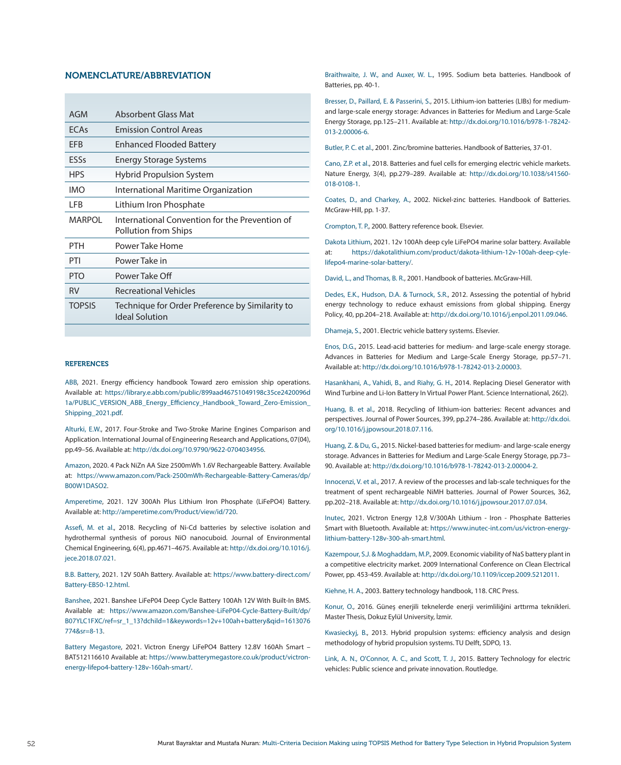## NOMENCLATURE/ABBREVIATION

| | |
|---|---|
| AGM | Absorbent Glass Mat |
| ECAs | Emission Control Areas |
| EFB | Enhanced Flooded Battery |
| ESSs | Energy Storage Systems |
| HPS | Hybrid Propulsion System |
| IMO | International Maritime Organization |
| LFB | Lithium Iron Phosphate |
| MARPOL | International Convention for the Prevention of Pollution from Ships |
| PTH | Power Take Home |
| PTI | Power Take in |
| PTO | Power Take Off |
| RV | Recreational Vehicles |
| TOPSIS | Technique for Order Preference by Similarity to Ideal Solution |

### REFERENCES

ABB, 2021. Energy efficiency handbook Toward zero emission ship operations. Available at: https://library.e.abb.com/public/899aad46751049198c35ce2420096d1a/PUBLIC_VERSION_ABB_Energy_Efficiency_Handbook_Toward_Zero-Emission_Shipping_2021.pdf.

Alturki, E.W., 2017. Four-Stroke and Two-Stroke Marine Engines Comparison and Application. International Journal of Engineering Research and Applications, 07(04), pp.49–56. Available at: http://dx.doi.org/10.9790/9622-0704034956.

Amazon, 2020. 4 Pack NiZn AA Size 2500mWh 1.6V Rechargeable Battery. Available at: https://www.amazon.com/Pack-2500mWh-Rechargeable-Battery-Cameras/dp/B00W1DASO2.

Amperetime, 2021. 12V 300Ah Plus Lithium Iron Phosphate (LiFePO4) Battery. Available at: http://amperetime.com/Product/view/id/720.

Assefi, M. et al., 2018. Recycling of Ni-Cd batteries by selective isolation and hydrothermal synthesis of porous NiO nanocuboid. Journal of Environmental Chemical Engineering, 6(4), pp.4671–4675. Available at: http://dx.doi.org/10.1016/j.jece.2018.07.021.

B.B. Battery, 2021. 12V 50Ah Battery. Available at: https://www.battery-direct.com/Battery-EB50-12.html.

Banshee, 2021. Banshee LiFeP04 Deep Cycle Battery 100Ah 12V With Built-In BMS. Available at: https://www.amazon.com/Banshee-LiFeP04-Cycle-Battery-Built/dp/B07YLC1FXC/ref=sr_1_13?dchild=1&keywords=12v+100ah+battery&qid=1613076774&sr=8-13.

Battery Megastore, 2021. Victron Energy LiFePO4 Battery 12.8V 160Ah Smart – BAT512116610 Available at: https://www.batterymegastore.co.uk/product/victron-energy-lifepo4-battery-128v-160ah-smart/.

Braithwaite, J. W., and Auxer, W. L., 1995. Sodium beta batteries. Handbook of Batteries, pp. 40-1.

Bresser, D., Paillard, E. & Passerini, S., 2015. Lithium-ion batteries (LIBs) for medium- and large-scale energy storage: Advances in Batteries for Medium and Large-Scale Energy Storage, pp.125–211. Available at: http://dx.doi.org/10.1016/b978-1-78242-013-2.00006-6.

Butler, P. C. et al., 2001. Zinc/bromine batteries. Handbook of Batteries, 37-01.

Cano, Z.P. et al., 2018. Batteries and fuel cells for emerging electric vehicle markets. Nature Energy, 3(4), pp.279–289. Available at: http://dx.doi.org/10.1038/s41560-018-0108-1.

Coates, D., and Charkey, A., 2002. Nickel-zinc batteries. Handbook of Batteries. McGraw-Hill, pp. 1-37.

Crompton, T. P., 2000. Battery reference book. Elsevier.

Dakota Lithium, 2021. 12v 100Ah deep cyle LiFePO4 marine solar battery. Available at: https://dakotalithium.com/product/dakota-lithium-12v-100ah-deep-cyle-lifepo4-marine-solar-battery/.

David, L., and Thomas, B. R., 2001. Handbook of batteries. McGraw-Hill.

Dedes, E.K., Hudson, D.A. & Turnock, S.R., 2012. Assessing the potential of hybrid energy technology to reduce exhaust emissions from global shipping. Energy Policy, 40, pp.204–218. Available at: http://dx.doi.org/10.1016/j.enpol.2011.09.046.

Dhameja, S., 2001. Electric vehicle battery systems. Elsevier.

Enos, D.G., 2015. Lead-acid batteries for medium- and large-scale energy storage. Advances in Batteries for Medium and Large-Scale Energy Storage, pp.57–71. Available at: http://dx.doi.org/10.1016/b978-1-78242-013-2.00003.

Hasankhani, A., Vahidi, B., and Riahy, G. H., 2014. Replacing Diesel Generator with Wind Turbine and Li-Ion Battery In Virtual Power Plant. Science International, 26(2).

Huang, B. et al., 2018. Recycling of lithium-ion batteries: Recent advances and perspectives. Journal of Power Sources, 399, pp.274–286. Available at: http://dx.doi.org/10.1016/j.jpowsour.2018.07.116.

Huang, Z. & Du, G., 2015. Nickel-based batteries for medium- and large-scale energy storage. Advances in Batteries for Medium and Large-Scale Energy Storage, pp.73–90. Available at: http://dx.doi.org/10.1016/b978-1-78242-013-2.00004-2.

Innocenzi, V. et al., 2017. A review of the processes and lab-scale techniques for the treatment of spent rechargeable NiMH batteries. Journal of Power Sources, 362, pp.202–218. Available at: http://dx.doi.org/10.1016/j.jpowsour.2017.07.034.

Inutec, 2021. Victron Energy 12,8 V/300Ah Lithium - Iron - Phosphate Batteries Smart with Bluetooth. Available at: https://www.inutec-int.com/us/victron-energy-lithium-battery-128v-300-ah-smart.html.

Kazempour, S.J. & Moghaddam, M.P., 2009. Economic viability of NaS battery plant in a competitive electricity market. 2009 International Conference on Clean Electrical Power, pp. 453-459. Available at: http://dx.doi.org/10.1109/iccep.2009.5212011.

Kiehne, H. A., 2003. Battery technology handbook, 118. CRC Press.

Konur, O., 2016. Güneş enerjili teknelerde enerji verimliliğini arttırma teknikleri. Master Thesis, Dokuz Eylül University, İzmir.

Kwasieckyj, B., 2013. Hybrid propulsion systems: efficiency analysis and design methodology of hybrid propulsion systems. TU Delft, SDPO, 13.

Link, A. N., O'Connor, A. C., and Scott, T. J., 2015. Battery Technology for electric vehicles: Public science and private innovation. Routledge.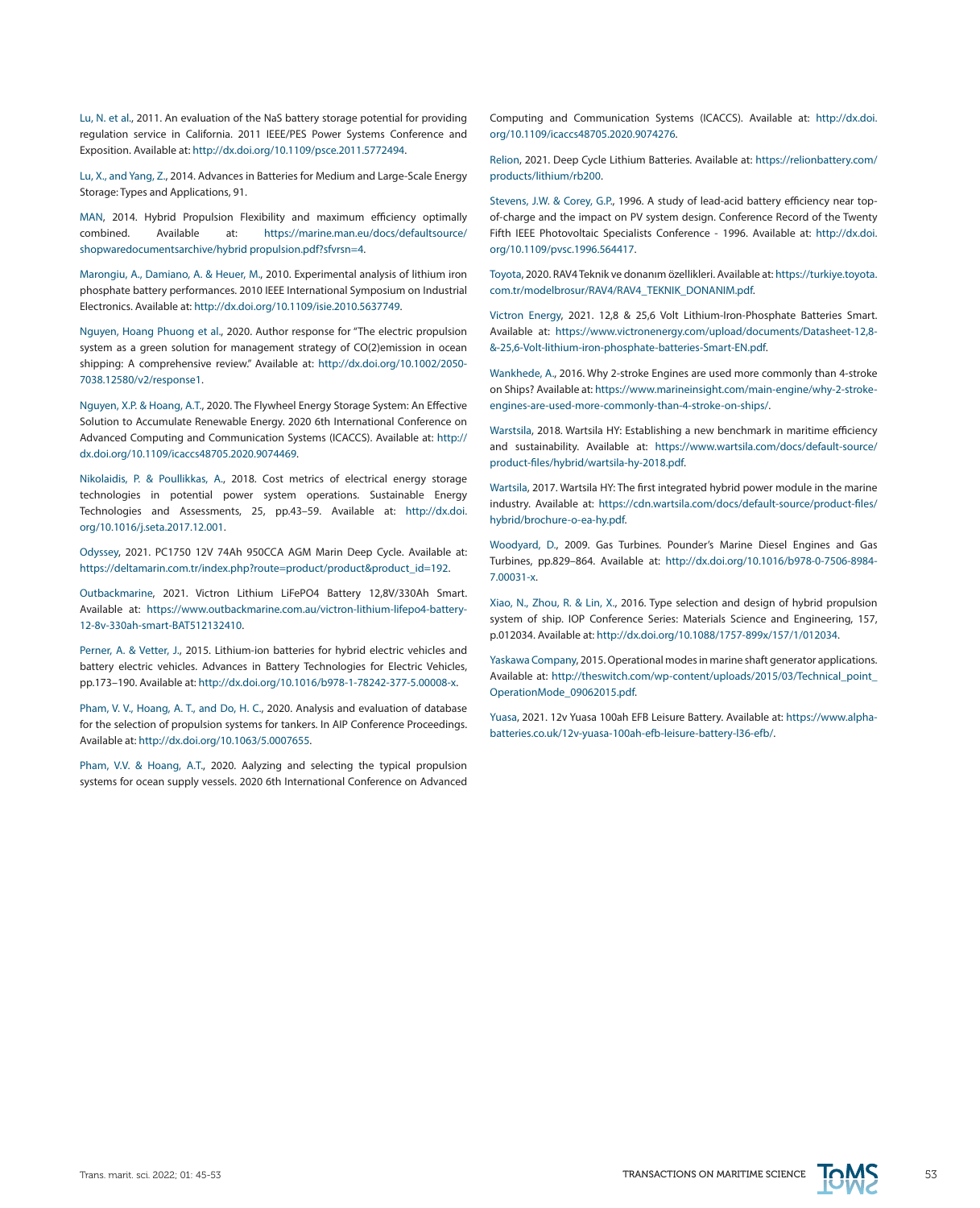Lu, N. et al., 2011. An evaluation of the NaS battery storage potential for providing regulation service in California. 2011 IEEE/PES Power Systems Conference and Exposition. Available at: http://dx.doi.org/10.1109/psce.2011.5772494.

Lu, X., and Yang, Z., 2014. Advances in Batteries for Medium and Large-Scale Energy Storage: Types and Applications, 91.

MAN, 2014. Hybrid Propulsion Flexibility and maximum efficiency optimally combined. Available at: https://marine.man.eu/docs/defaultsource/shopwaredocumentsarchive/hybrid propulsion.pdf?sfvrsn=4.

Marongiu, A., Damiano, A. & Heuer, M., 2010. Experimental analysis of lithium iron phosphate battery performances. 2010 IEEE International Symposium on Industrial Electronics. Available at: http://dx.doi.org/10.1109/isie.2010.5637749.

Nguyen, Hoang Phuong et al., 2020. Author response for "The electric propulsion system as a green solution for management strategy of CO(2)emission in ocean shipping: A comprehensive review." Available at: http://dx.doi.org/10.1002/2050-7038.12580/v2/response1.

Nguyen, X.P. & Hoang, A.T., 2020. The Flywheel Energy Storage System: An Effective Solution to Accumulate Renewable Energy. 2020 6th International Conference on Advanced Computing and Communication Systems (ICACCS). Available at: http://dx.doi.org/10.1109/icaccs48705.2020.9074469.

Nikolaidis, P. & Poullikkas, A., 2018. Cost metrics of electrical energy storage technologies in potential power system operations. Sustainable Energy Technologies and Assessments, 25, pp.43–59. Available at: http://dx.doi.org/10.1016/j.seta.2017.12.001.

Odyssey, 2021. PC1750 12V 74Ah 950CCA AGM Marin Deep Cycle. Available at: https://deltamarin.com.tr/index.php?route=product/product&product_id=192.

Outbackmarine, 2021. Victron Lithium LiFePO4 Battery 12,8V/330Ah Smart. Available at: https://www.outbackmarine.com.au/victron-lithium-lifepo4-battery-12-8v-330ah-smart-BAT512132410.

Perner, A. & Vetter, J., 2015. Lithium-ion batteries for hybrid electric vehicles and battery electric vehicles. Advances in Battery Technologies for Electric Vehicles, pp.173–190. Available at: http://dx.doi.org/10.1016/b978-1-78242-377-5.00008-x.

Pham, V. V., Hoang, A. T., and Do, H. C., 2020. Analysis and evaluation of database for the selection of propulsion systems for tankers. In AIP Conference Proceedings. Available at: http://dx.doi.org/10.1063/5.0007655.

Pham, V.V. & Hoang, A.T., 2020. Aalyzing and selecting the typical propulsion systems for ocean supply vessels. 2020 6th International Conference on Advanced Computing and Communication Systems (ICACCS). Available at: http://dx.doi.org/10.1109/icaccs48705.2020.9074276.

Relion, 2021. Deep Cycle Lithium Batteries. Available at: https://relionbattery.com/products/lithium/rb200.

Stevens, J.W. & Corey, G.P., 1996. A study of lead-acid battery efficiency near top-of-charge and the impact on PV system design. Conference Record of the Twenty Fifth IEEE Photovoltaic Specialists Conference - 1996. Available at: http://dx.doi.org/10.1109/pvsc.1996.564417.

Toyota, 2020. RAV4 Teknik ve donanım özellikleri. Available at: https://turkiye.toyota.com.tr/modelbrosur/RAV4/RAV4_TEKNIK_DONANIM.pdf.

Victron Energy, 2021. 12,8 & 25,6 Volt Lithium-Iron-Phosphate Batteries Smart. Available at: https://www.victronenergy.com/upload/documents/Datasheet-12,8-&-25,6-Volt-lithium-iron-phosphate-batteries-Smart-EN.pdf.

Wankhede, A., 2016. Why 2-stroke Engines are used more commonly than 4-stroke on Ships? Available at: https://www.marineinsight.com/main-engine/why-2-stroke-engines-are-used-more-commonly-than-4-stroke-on-ships/.

Warstsila, 2018. Wartsila HY: Establishing a new benchmark in maritime efficiency and sustainability. Available at: https://www.wartsila.com/docs/default-source/product-files/hybrid/wartsila-hy-2018.pdf.

Wartsila, 2017. Wartsila HY: The first integrated hybrid power module in the marine industry. Available at: https://cdn.wartsila.com/docs/default-source/product-files/hybrid/brochure-o-ea-hy.pdf.

Woodyard, D., 2009. Gas Turbines. Pounder's Marine Diesel Engines and Gas Turbines, pp.829–864. Available at: http://dx.doi.org/10.1016/b978-0-7506-8984-7.00031-x.

Xiao, N., Zhou, R. & Lin, X., 2016. Type selection and design of hybrid propulsion system of ship. IOP Conference Series: Materials Science and Engineering, 157, p.012034. Available at: http://dx.doi.org/10.1088/1757-899x/157/1/012034.

Yaskawa Company, 2015. Operational modes in marine shaft generator applications. Available at: http://theswitch.com/wp-content/uploads/2015/03/Technical_point_OperationMode_09062015.pdf.

Yuasa, 2021. 12v Yuasa 100ah EFB Leisure Battery. Available at: https://www.alpha-batteries.co.uk/12v-yuasa-100ah-efb-leisure-battery-l36-efb/.